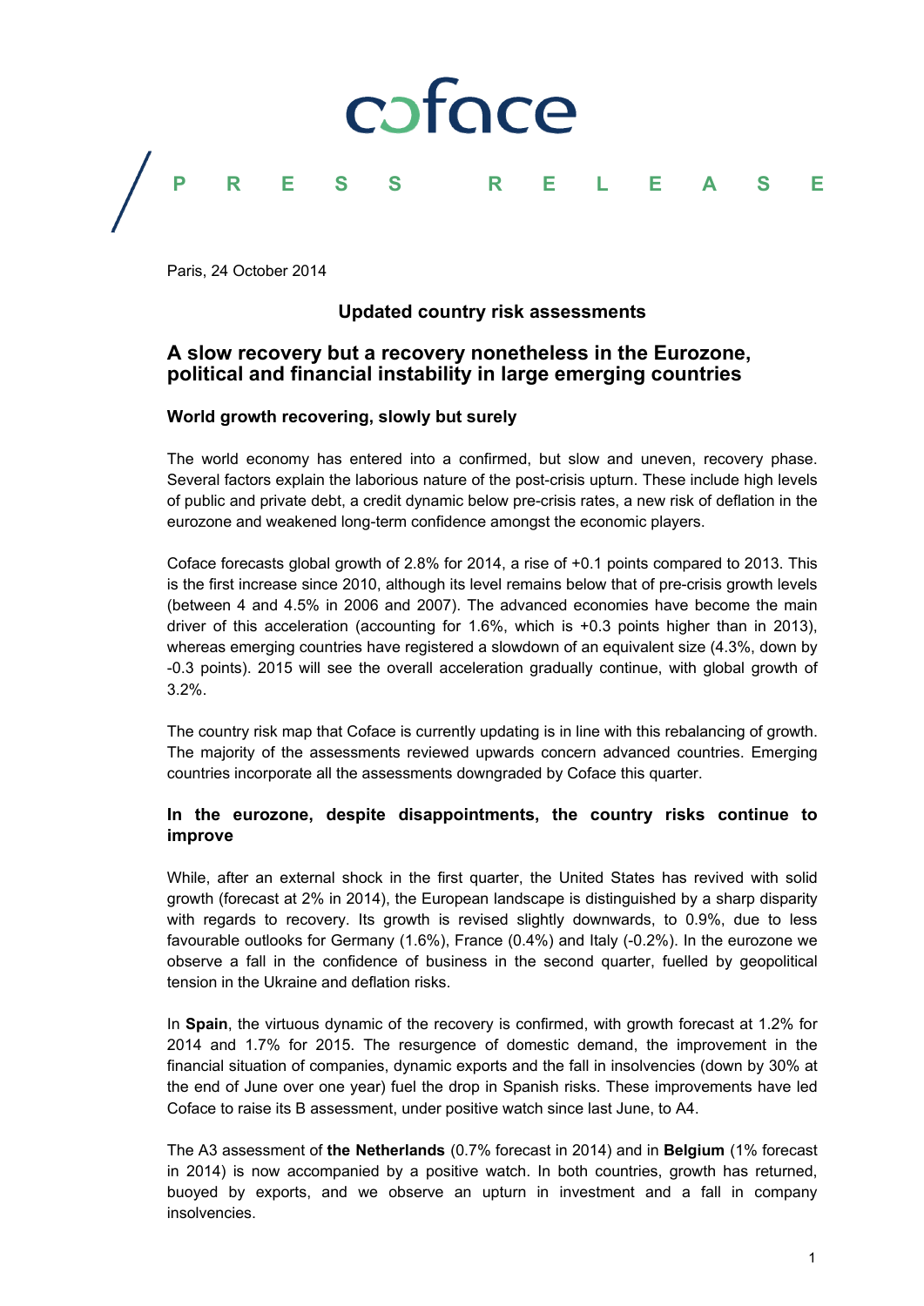coface

PRESS RELEASE

Paris, 24 October 2014

**Updated country risk assessments**

# A slow recovery but a recovery nonetheless in the Eurozone, political and financial instability in large emerging countries

## World growth recovering, slowly but surely

The world economy has entered into a confirmed, but slow and uneven, recovery phase. Several factors explain the laborious nature of the post-crisis upturn. These include high levels of public and private debt, a credit dynamic below pre-crisis rates, a new risk of deflation in the eurozone and weakened long-term confidence amongst the economic players.

Coface forecasts global growth of 2.8% for 2014, a rise of +0.1 points compared to 2013. This is the first increase since 2010, although its level remains below that of pre-crisis growth levels (between 4 and 4.5% in 2006 and 2007). The advanced economies have become the main driver of this acceleration (accounting for 1.6%, which is +0.3 points higher than in 2013), whereas emerging countries have registered a slowdown of an equivalent size (4.3%, down by -0.3 points). 2015 will see the overall acceleration gradually continue, with global growth of 3.2%.

The country risk map that Coface is currently updating is in line with this rebalancing of growth. The majority of the assessments reviewed upwards concern advanced countries. Emerging countries incorporate all the assessments downgraded by Coface this quarter.

## In the eurozone, despite disappointments, the country risks continue to improve

While, after an external shock in the first quarter, the United States has revived with solid growth (forecast at 2% in 2014), the European landscape is distinguished by a sharp disparity with regards to recovery. Its growth is revised slightly downwards, to 0.9%, due to less favourable outlooks for Germany (1.6%), France (0.4%) and Italy (-0.2%). In the eurozone we observe a fall in the confidence of business in the second quarter, fuelled by geopolitical tension in the Ukraine and deflation risks.

In **Spain**, the virtuous dynamic of the recovery is confirmed, with growth forecast at 1.2% for 2014 and 1.7% for 2015. The resurgence of domestic demand, the improvement in the financial situation of companies, dynamic exports and the fall in insolvencies (down by 30% at the end of June over one year) fuel the drop in Spanish risks. These improvements have led Coface to raise its B assessment, under positive watch since last June, to A4.

The A3 assessment of **the Netherlands** (0.7% forecast in 2014) and in **Belgium** (1% forecast in 2014) is now accompanied by a positive watch. In both countries, growth has returned, buoyed by exports, and we observe an upturn in investment and a fall in company insolvencies.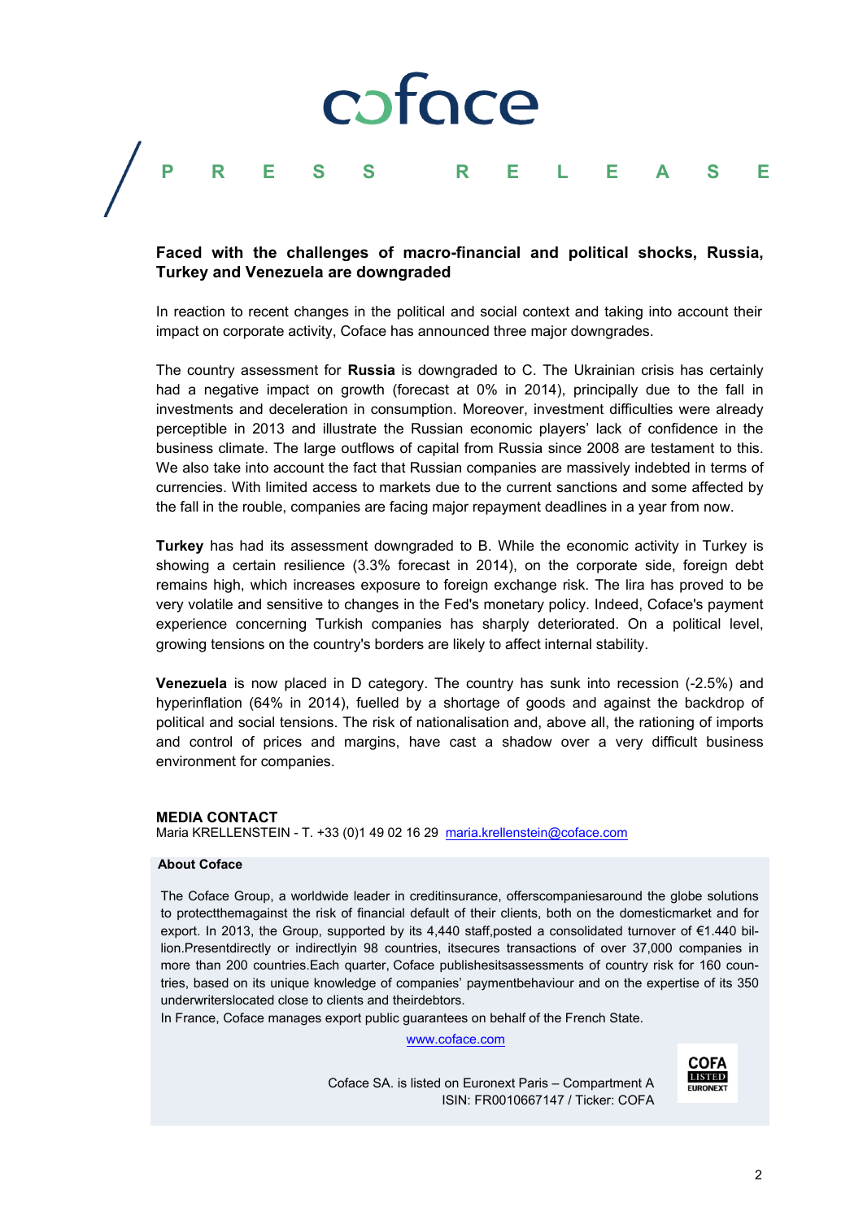**Faced with the challenges of macro-financial and political shocks, Russia, Turkey and Venezuela are downgraded**

In reaction to recent changes in the political and social context and taking into account their impact on corporate activity, Coface has announced three major downgrades.

The country assessment for **Russia** is downgraded to C. The Ukrainian crisis has certainly had a negative impact on growth (forecast at 0% in 2014), principally due to the fall in investments and deceleration in consumption. Moreover, investment difficulties were already perceptible in 2013 and illustrate the Russian economic players' lack of confidence in the business climate. The large outflows of capital from Russia since 2008 are testament to this. We also take into account the fact that Russian companies are massively indebted in terms of currencies. With limited access to markets due to the current sanctions and some affected by the fall in the rouble, companies are facing major repayment deadlines in a year from now.

**Turkey** has had its assessment downgraded to B. While the economic activity in Turkey is showing a certain resilience (3.3% forecast in 2014), on the corporate side, foreign debt remains high, which increases exposure to foreign exchange risk. The lira has proved to be very volatile and sensitive to changes in the Fed's monetary policy. Indeed, Coface's payment experience concerning Turkish companies has sharply deteriorated. On a political level, growing tensions on the country's borders are likely to affect internal stability.

**Venezuela** is now placed in D category. The country has sunk into recession (-2.5%) and hyperinflation (64% in 2014), fuelled by a shortage of goods and against the backdrop of political and social tensions. The risk of nationalisation and, above all, the rationing of imports and control of prices and margins, have cast a shadow over a very difficult business environment for companies.

**MEDIA CONTACT**
Maria KRELLENSTEIN - T. +33 (0)1 49 02 16 29 maria.krellenstein@coface.com

**About Coface**

The Coface Group, a worldwide leader in creditinsurance, offerscompaniesaround the globe solutions to protectthemagainst the risk of financial default of their clients, both on the domesticmarket and for export. In 2013, the Group, supported by its 4,440 staff,posted a consolidated turnover of €1.440 billion.Presentdirectly or indirectlyin 98 countries, itsecures transactions of over 37,000 companies in more than 200 countries.Each quarter, Coface publishesitsassessments of country risk for 160 countries, based on its unique knowledge of companies' paymentbehaviour and on the expertise of its 350 underwriterslocated close to clients and theirdebtors.
In France, Coface manages export public guarantees on behalf of the French State.

www.coface.com

Coface SA. is listed on Euronext Paris – Compartment A
ISIN: FR0010667147 / Ticker: COFA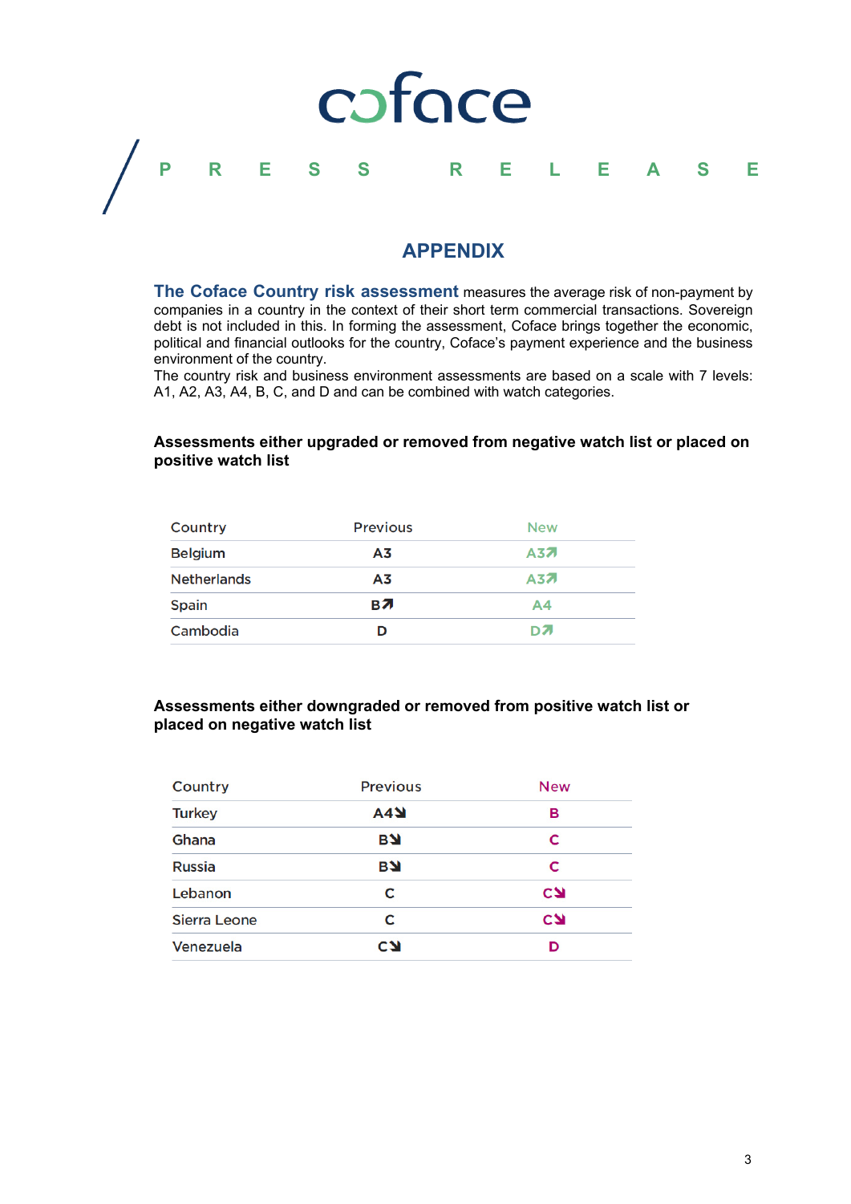# APPENDIX

**The Coface Country risk assessment** measures the average risk of non-payment by companies in a country in the context of their short term commercial transactions. Sovereign debt is not included in this. In forming the assessment, Coface brings together the economic, political and financial outlooks for the country, Coface's payment experience and the business environment of the country.
The country risk and business environment assessments are based on a scale with 7 levels: A1, A2, A3, A4, B, C, and D and can be combined with watch categories.

**Assessments either upgraded or removed from negative watch list or placed on positive watch list**

| Country | Previous | New |
|---|---|---|
| Belgium | A3 | A3↗ |
| Netherlands | A3 | A3↗ |
| Spain | B↗ | A4 |
| Cambodia | D | D↗ |

**Assessments either downgraded or removed from positive watch list or placed on negative watch list**

| Country | Previous | New |
|---|---|---|
| Turkey | A4↘ | B |
| Ghana | B↘ | C |
| Russia | B↘ | C |
| Lebanon | C | C↘ |
| Sierra Leone | C | C↘ |
| Venezuela | C↘ | D |